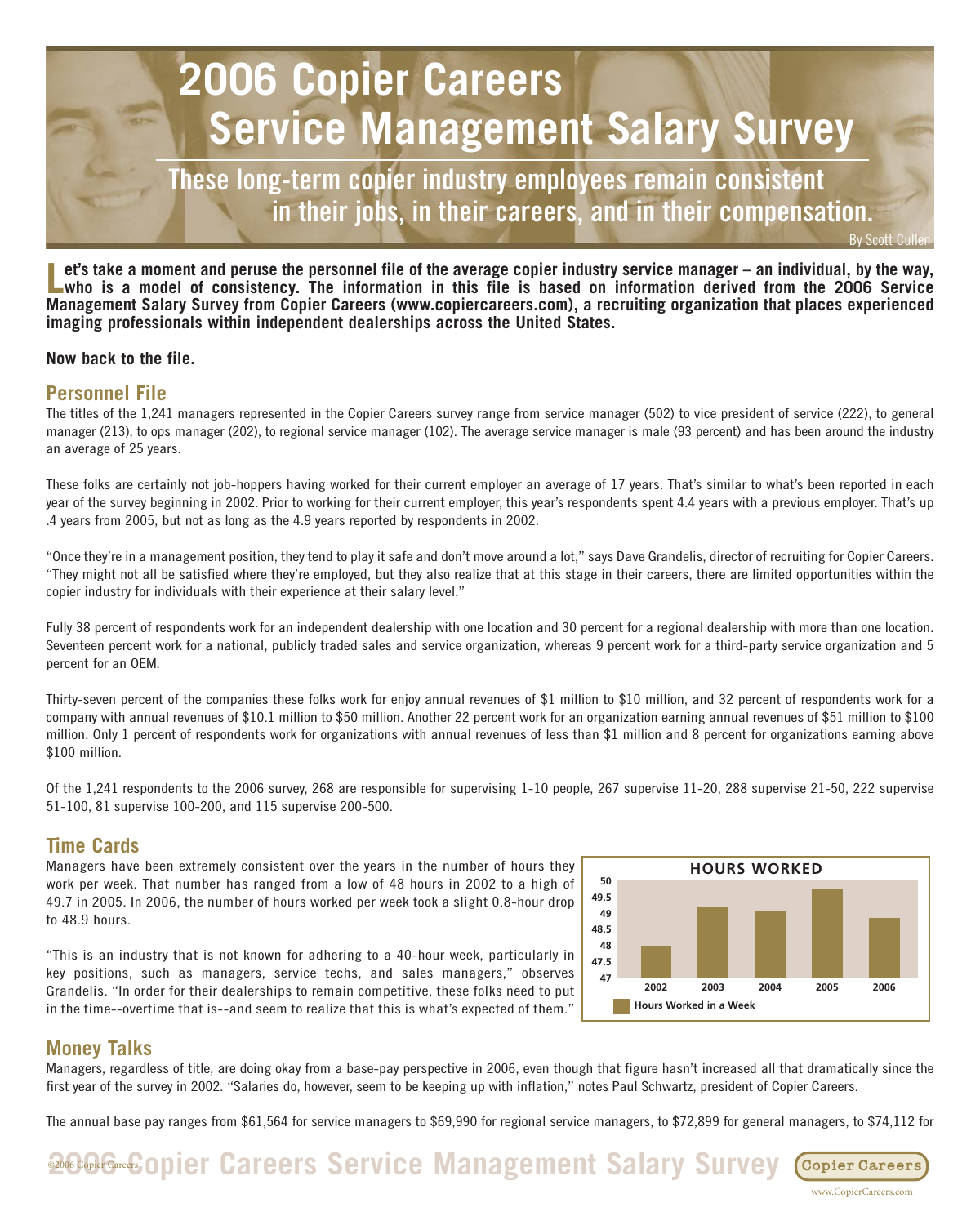# 2006 Copier Careers Service Management Salary Survey

## These long-term copier industry employees remain consistent in their jobs, in their careers, and in their compensation.

By Scott Cullen

**Let's take a moment and peruse the personnel file of the average copier industry service manager – an individual, by the way, who is a model of consistency. The information in this file is based on information derived from the 2006 Service Management Salary Survey from Copier Careers (www.copiercareers.com), a recruiting organization that places experienced imaging professionals within independent dealerships across the United States.**

**Now back to the file.**

## Personnel File

The titles of the 1,241 managers represented in the Copier Careers survey range from service manager (502) to vice president of service (222), to general manager (213), to ops manager (202), to regional service manager (102). The average service manager is male (93 percent) and has been around the industry an average of 25 years.

These folks are certainly not job-hoppers having worked for their current employer an average of 17 years. That's similar to what's been reported in each year of the survey beginning in 2002. Prior to working for their current employer, this year's respondents spent 4.4 years with a previous employer. That's up .4 years from 2005, but not as long as the 4.9 years reported by respondents in 2002.

"Once they're in a management position, they tend to play it safe and don't move around a lot," says Dave Grandelis, director of recruiting for Copier Careers. "They might not all be satisfied where they're employed, but they also realize that at this stage in their careers, there are limited opportunities within the copier industry for individuals with their experience at their salary level."

Fully 38 percent of respondents work for an independent dealership with one location and 30 percent for a regional dealership with more than one location. Seventeen percent work for a national, publicly traded sales and service organization, whereas 9 percent work for a third-party service organization and 5 percent for an OEM.

Thirty-seven percent of the companies these folks work for enjoy annual revenues of $1 million to $10 million, and 32 percent of respondents work for a company with annual revenues of $10.1 million to $50 million. Another 22 percent work for an organization earning annual revenues of $51 million to $100 million. Only 1 percent of respondents work for organizations with annual revenues of less than $1 million and 8 percent for organizations earning above $100 million.

Of the 1,241 respondents to the 2006 survey, 268 are responsible for supervising 1-10 people, 267 supervise 11-20, 288 supervise 21-50, 222 supervise 51-100, 81 supervise 100-200, and 115 supervise 200-500.

## Time Cards

Managers have been extremely consistent over the years in the number of hours they work per week. That number has ranged from a low of 48 hours in 2002 to a high of 49.7 in 2005. In 2006, the number of hours worked per week took a slight 0.8-hour drop to 48.9 hours.

"This is an industry that is not known for adhering to a 40-hour week, particularly in key positions, such as managers, service techs, and sales managers," observes Grandelis. "In order for their dealerships to remain competitive, these folks need to put in the time--overtime that is--and seem to realize that this is what's expected of them."

**HOURS WORKED**

| Year | Hours Worked in a Week |
|---|---|
| 2002 | 48 |
| 2003 | 49.2 |
| 2004 | 49.1 |
| 2005 | 49.7 |
| 2006 | 48.9 |

## Money Talks

Managers, regardless of title, are doing okay from a base-pay perspective in 2006, even though that figure hasn't increased all that dramatically since the first year of the survey in 2002. "Salaries do, however, seem to be keeping up with inflation," notes Paul Schwartz, president of Copier Careers.

The annual base pay ranges from $61,564 for service managers to $69,990 for regional service managers, to $72,899 for general managers, to $74,112 for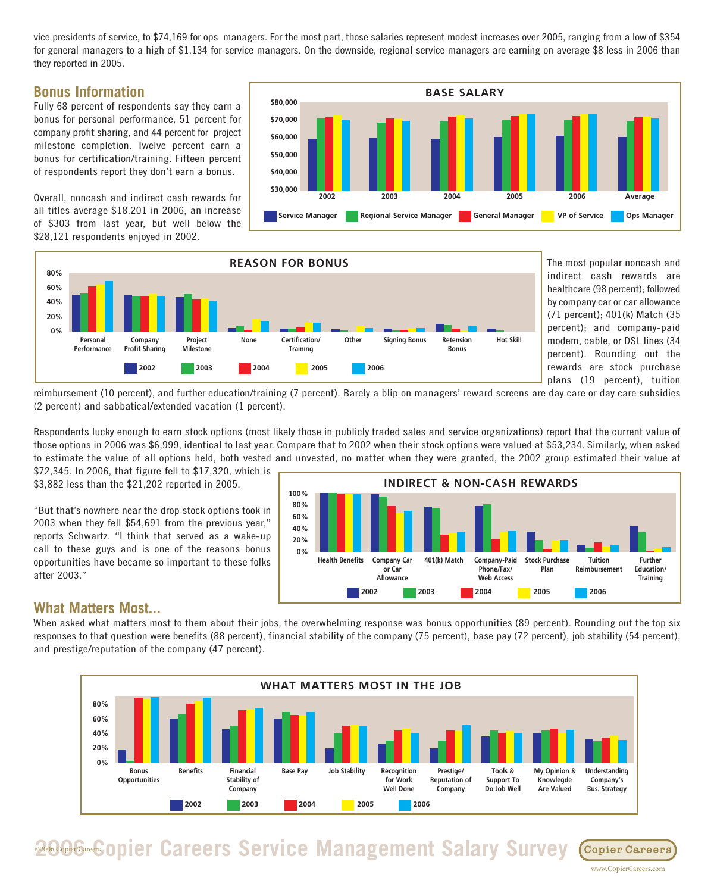vice presidents of service, to $74,169 for ops managers. For the most part, those salaries represent modest increases over 2005, ranging from a low of $354 for general managers to a high of $1,134 for service managers. On the downside, regional service managers are earning on average $8 less in 2006 than they reported in 2005.

## Bonus Information

Fully 68 percent of respondents say they earn a bonus for personal performance, 51 percent for company profit sharing, and 44 percent for project milestone completion. Twelve percent earn a bonus for certification/training. Fifteen percent of respondents report they don't earn a bonus.

Overall, noncash and indirect cash rewards for all titles average $18,201 in 2006, an increase of $303 from last year, but well below the $28,121 respondents enjoyed in 2002.

The most popular noncash and indirect cash rewards are healthcare (98 percent); followed by company car or car allowance (71 percent); 401(k) Match (35 percent); and company-paid modem, cable, or DSL lines (34 percent). Rounding out the rewards are stock purchase plans (19 percent), tuition reimbursement (10 percent), and further education/training (7 percent). Barely a blip on managers' reward screens are day care or day care subsidies (2 percent) and sabbatical/extended vacation (1 percent).

Respondents lucky enough to earn stock options (most likely those in publicly traded sales and service organizations) report that the current value of those options in 2006 was $6,999, identical to last year. Compare that to 2002 when their stock options were valued at $53,234. Similarly, when asked to estimate the value of all options held, both vested and unvested, no matter when they were granted, the 2002 group estimated their value at $72,345. In 2006, that figure fell to $17,320, which is $3,882 less than the $21,202 reported in 2005.

"But that's nowhere near the drop stock options took in 2003 when they fell $54,691 from the previous year," reports Schwartz. "I think that served as a wake-up call to these guys and is one of the reasons bonus opportunities have became so important to these folks after 2003."

## What Matters Most...

When asked what matters most to them about their jobs, the overwhelming response was bonus opportunities (89 percent). Rounding out the top six responses to that question were benefits (88 percent), financial stability of the company (75 percent), base pay (72 percent), job stability (54 percent), and prestige/reputation of the company (47 percent).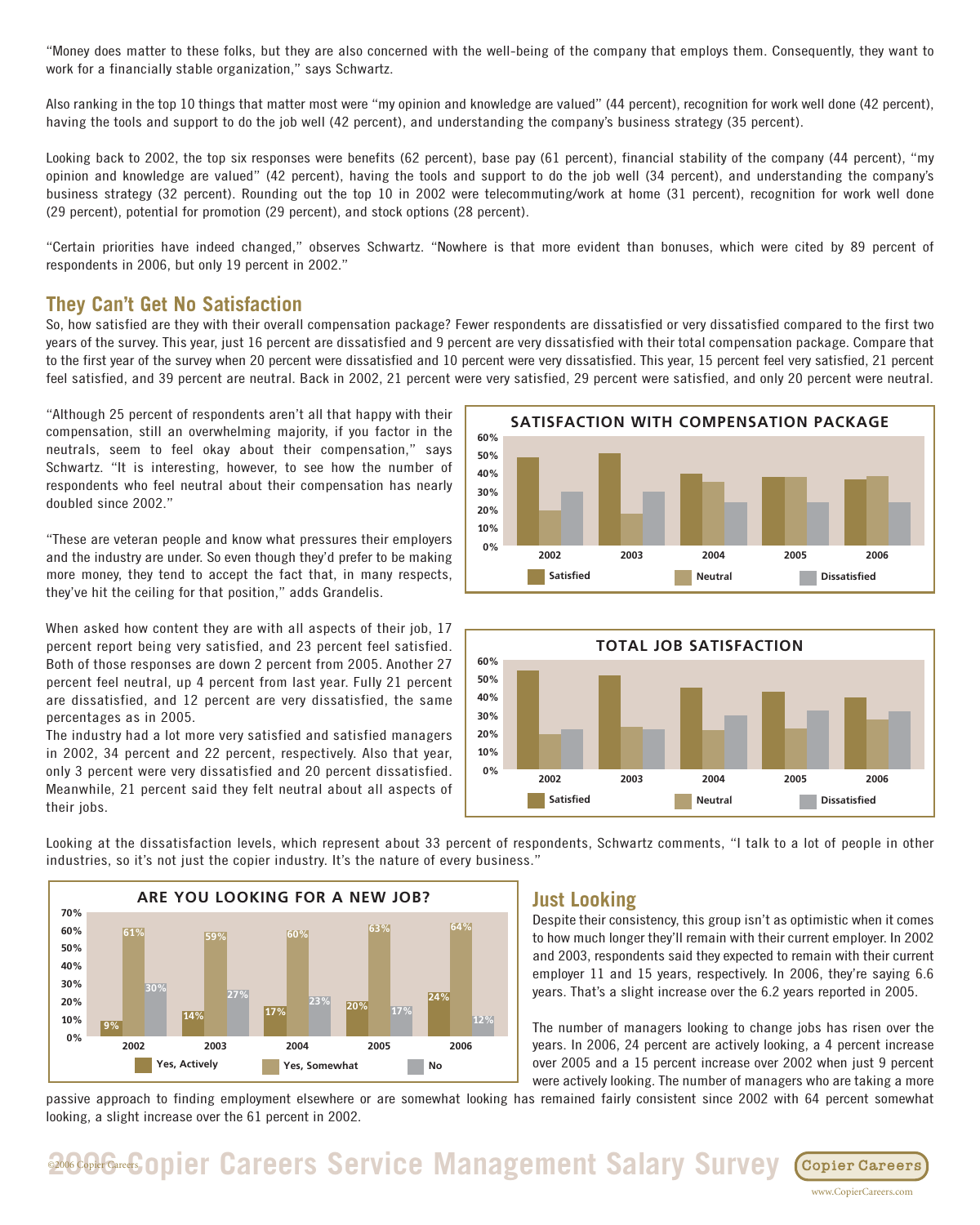"Money does matter to these folks, but they are also concerned with the well-being of the company that employs them. Consequently, they want to work for a financially stable organization," says Schwartz.

Also ranking in the top 10 things that matter most were "my opinion and knowledge are valued" (44 percent), recognition for work well done (42 percent), having the tools and support to do the job well (42 percent), and understanding the company's business strategy (35 percent).

Looking back to 2002, the top six responses were benefits (62 percent), base pay (61 percent), financial stability of the company (44 percent), "my opinion and knowledge are valued" (42 percent), having the tools and support to do the job well (34 percent), and understanding the company's business strategy (32 percent). Rounding out the top 10 in 2002 were telecommuting/work at home (31 percent), recognition for work well done (29 percent), potential for promotion (29 percent), and stock options (28 percent).

"Certain priorities have indeed changed," observes Schwartz. "Nowhere is that more evident than bonuses, which were cited by 89 percent of respondents in 2006, but only 19 percent in 2002."

## They Can't Get No Satisfaction

So, how satisfied are they with their overall compensation package? Fewer respondents are dissatisfied or very dissatisfied compared to the first two years of the survey. This year, just 16 percent are dissatisfied and 9 percent are very dissatisfied with their total compensation package. Compare that to the first year of the survey when 20 percent were dissatisfied and 10 percent were very dissatisfied. This year, 15 percent feel very satisfied, 21 percent feel satisfied, and 39 percent are neutral. Back in 2002, 21 percent were very satisfied, 29 percent were satisfied, and only 20 percent were neutral.

"Although 25 percent of respondents aren't all that happy with their compensation, still an overwhelming majority, if you factor in the neutrals, seem to feel okay about their compensation," says Schwartz. "It is interesting, however, to see how the number of respondents who feel neutral about their compensation has nearly doubled since 2002."

"These are veteran people and know what pressures their employers and the industry are under. So even though they'd prefer to be making more money, they tend to accept the fact that, in many respects, they've hit the ceiling for that position," adds Grandelis.

**SATISFACTION WITH COMPENSATION PACKAGE**

**TOTAL JOB SATISFACTION**

When asked how content they are with all aspects of their job, 17 percent report being very satisfied, and 23 percent feel satisfied. Both of those responses are down 2 percent from 2005. Another 27 percent feel neutral, up 4 percent from last year. Fully 21 percent are dissatisfied, and 12 percent are very dissatisfied, the same percentages as in 2005.

The industry had a lot more very satisfied and satisfied managers in 2002, 34 percent and 22 percent, respectively. Also that year, only 3 percent were very dissatisfied and 20 percent dissatisfied. Meanwhile, 21 percent said they felt neutral about all aspects of their jobs.

Looking at the dissatisfaction levels, which represent about 33 percent of respondents, Schwartz comments, "I talk to a lot of people in other industries, so it's not just the copier industry. It's the nature of every business."

**ARE YOU LOOKING FOR A NEW JOB?**

| | 2002 | 2003 | 2004 | 2005 | 2006 |
|---|---|---|---|---|---|
| Yes, Actively | 9% | 14% | 17% | 20% | 24% |
| Yes, Somewhat | 61% | 59% | 60% | 63% | 64% |
| No | 30% | 27% | 23% | 17% | 12% |

## Just Looking

Despite their consistency, this group isn't as optimistic when it comes to how much longer they'll remain with their current employer. In 2002 and 2003, respondents said they expected to remain with their current employer 11 and 15 years, respectively. In 2006, they're saying 6.6 years. That's a slight increase over the 6.2 years reported in 2005.

The number of managers looking to change jobs has risen over the years. In 2006, 24 percent are actively looking, a 4 percent increase over 2005 and a 15 percent increase over 2002 when just 9 percent were actively looking. The number of managers who are taking a more passive approach to finding employment elsewhere or are somewhat looking has remained fairly consistent since 2002 with 64 percent somewhat looking, a slight increase over the 61 percent in 2002.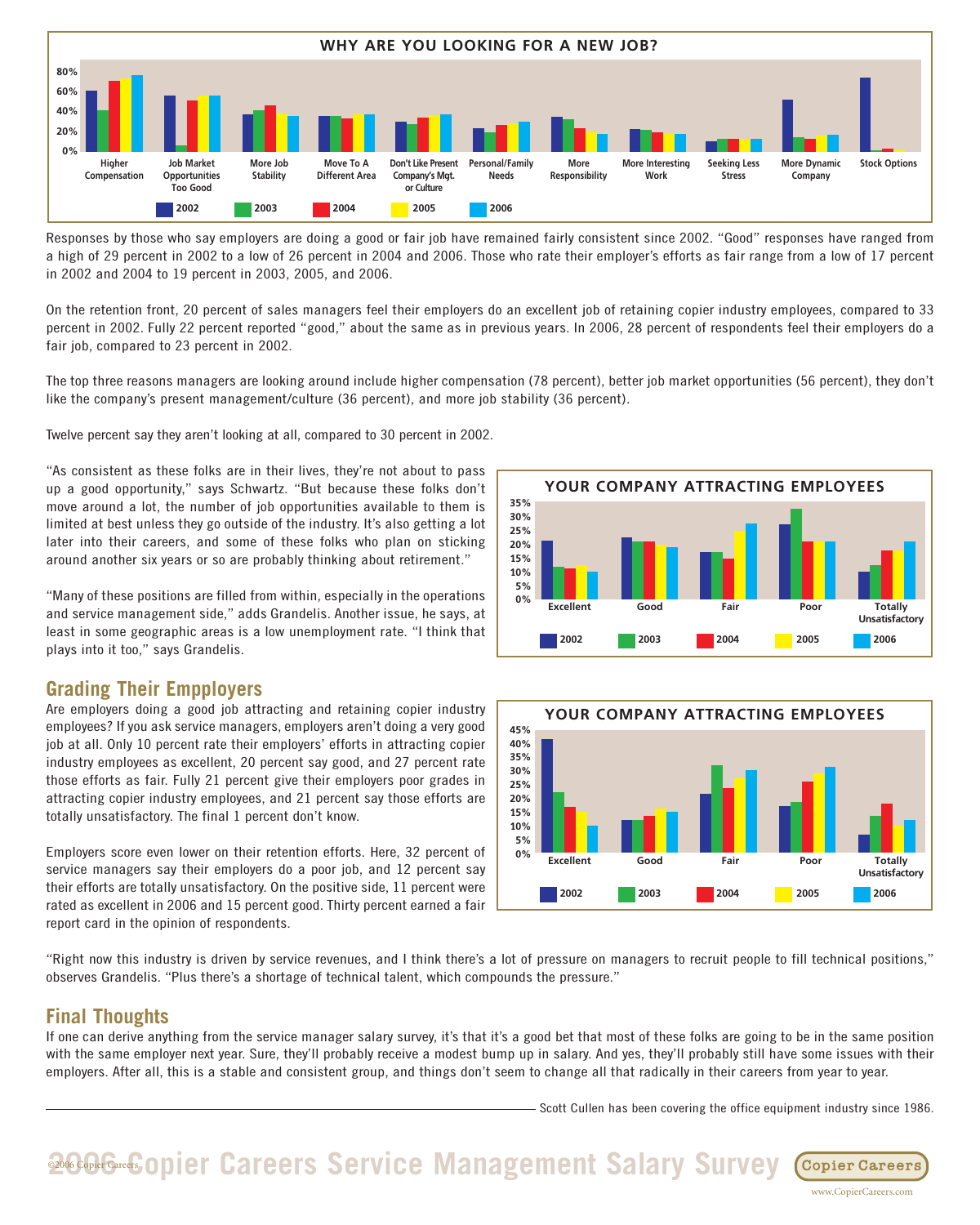**WHY ARE YOU LOOKING FOR A NEW JOB?**

80%
60%
40%
20%
0%

Higher Compensation
Job Market Opportunities Too Good
More Job Stability
Move To A Different Area
Don't Like Present Company's Mgt. or Culture
Personal/Family Needs
More Responsibility
More Interesting Work
Seeking Less Stress
More Dynamic Company
Stock Options

2002 2003 2004 2005 2006

Responses by those who say employers are doing a good or fair job have remained fairly consistent since 2002. "Good" responses have ranged from a high of 29 percent in 2002 to a low of 26 percent in 2004 and 2006. Those who rate their employer's efforts as fair range from a low of 17 percent in 2002 and 2004 to 19 percent in 2003, 2005, and 2006.

On the retention front, 20 percent of sales managers feel their employers do an excellent job of retaining copier industry employees, compared to 33 percent in 2002. Fully 22 percent reported "good," about the same as in previous years. In 2006, 28 percent of respondents feel their employers do a fair job, compared to 23 percent in 2002.

The top three reasons managers are looking around include higher compensation (78 percent), better job market opportunities (56 percent), they don't like the company's present management/culture (36 percent), and more job stability (36 percent).

Twelve percent say they aren't looking at all, compared to 30 percent in 2002.

"As consistent as these folks are in their lives, they're not about to pass up a good opportunity," says Schwartz. "But because these folks don't move around a lot, the number of job opportunities available to them is limited at best unless they go outside of the industry. It's also getting a lot later into their careers, and some of these folks who plan on sticking around another six years or so are probably thinking about retirement."

"Many of these positions are filled from within, especially in the operations and service management side," adds Grandelis. Another issue, he says, at least in some geographic areas is a low unemployment rate. "I think that plays into it too," says Grandelis.

**YOUR COMPANY ATTRACTING EMPLOYEES**

35%
30%
25%
20%
15%
10%
5%
0%

Excellent
Good
Fair
Poor
Totally Unsatisfactory

2002 2003 2004 2005 2006

## Grading Their Empployers

Are employers doing a good job attracting and retaining copier industry employees? If you ask service managers, employers aren't doing a very good job at all. Only 10 percent rate their employers' efforts in attracting copier industry employees as excellent, 20 percent say good, and 27 percent rate those efforts as fair. Fully 21 percent give their employers poor grades in attracting copier industry employees, and 21 percent say those efforts are totally unsatisfactory. The final 1 percent don't know.

Employers score even lower on their retention efforts. Here, 32 percent of service managers say their employers do a poor job, and 12 percent say their efforts are totally unsatisfactory. On the positive side, 11 percent were rated as excellent in 2006 and 15 percent good. Thirty percent earned a fair report card in the opinion of respondents.

**YOUR COMPANY ATTRACTING EMPLOYEES**

45%
40%
35%
30%
25%
20%
15%
10%
5%
0%

Excellent
Good
Fair
Poor
Totally Unsatisfactory

2002 2003 2004 2005 2006

"Right now this industry is driven by service revenues, and I think there's a lot of pressure on managers to recruit people to fill technical positions," observes Grandelis. "Plus there's a shortage of technical talent, which compounds the pressure."

## Final Thoughts

If one can derive anything from the service manager salary survey, it's that it's a good bet that most of these folks are going to be in the same position with the same employer next year. Sure, they'll probably receive a modest bump up in salary. And yes, they'll probably still have some issues with their employers. After all, this is a stable and consistent group, and things don't seem to change all that radically in their careers from year to year.

Scott Cullen has been covering the office equipment industry since 1986.